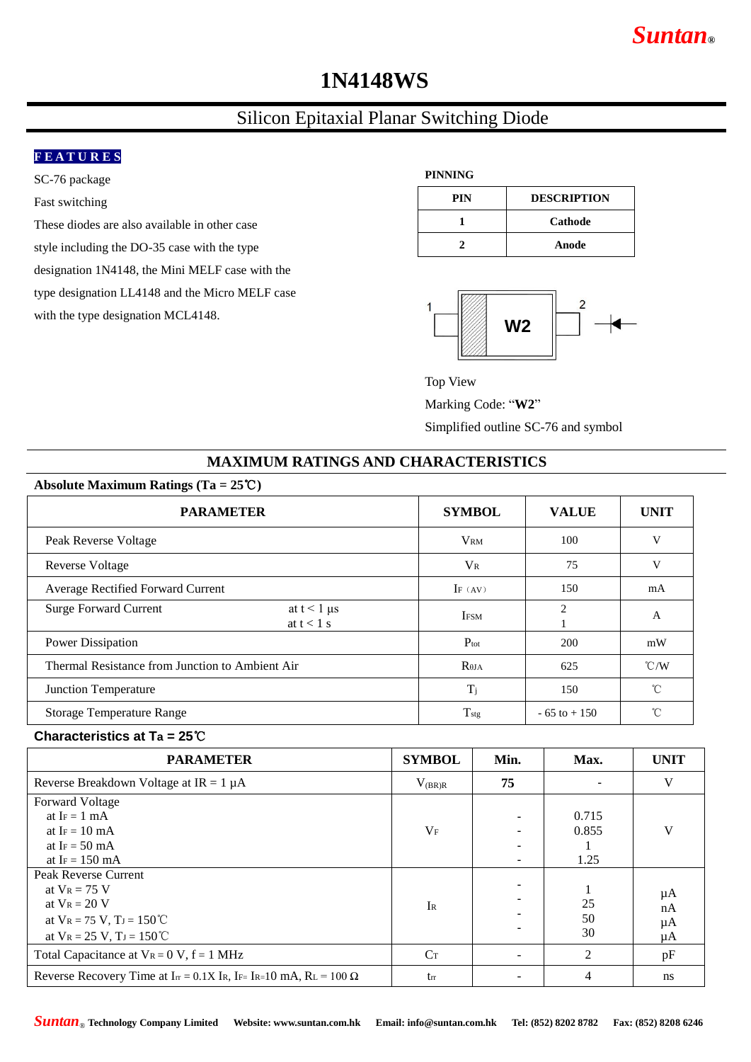Suntan®

# 1N4148WS

## Silicon Epitaxial Planar Switching Diode

**FEATURES**

SC-76 package

Fast switching

These diodes are also available in other case style including the DO-35 case with the type designation 1N4148, the Mini MELF case with the type designation LL4148 and the Micro MELF case with the type designation MCL4148.

**PINNING**

| PIN | DESCRIPTION |
|---|---|
| 1 | Cathode |
| 2 | Anode |

Top View

Marking Code: "**W2**"

Simplified outline SC-76 and symbol

## MAXIMUM RATINGS AND CHARACTERISTICS

**Absolute Maximum Ratings (Ta = 25℃)**

| PARAMETER | | SYMBOL | VALUE | UNIT |
|---|---|---|---|---|
| Peak Reverse Voltage | | $V_{RM}$ | 100 | V |
| Reverse Voltage | | $V_R$ | 75 | V |
| Average Rectified Forward Current | | $I_{F(AV)}$ | 150 | mA |
| Surge Forward Current | at t < 1 µs<br>at t < 1 s | $I_{FSM}$ | 2<br>1 | A |
| Power Dissipation | | $P_{tot}$ | 200 | mW |
| Thermal Resistance from Junction to Ambient Air | | $R_{\theta JA}$ | 625 | ℃/W |
| Junction Temperature | | $T_j$ | 150 | ℃ |
| Storage Temperature Range | | $T_{stg}$ | - 65 to + 150 | ℃ |

**Characteristics at Ta = 25℃**

| PARAMETER | SYMBOL | Min. | Max. | UNIT |
|---|---|---|---|---|
| Reverse Breakdown Voltage at IR = 1 µA | $V_{(BR)R}$ | **75** | - | V |
| Forward Voltage<br>at $I_F$ = 1 mA<br>at $I_F$ = 10 mA<br>at $I_F$ = 50 mA<br>at $I_F$ = 150 mA | $V_F$ | -<br>-<br>-<br>- | 0.715<br>0.855<br>1<br>1.25 | V |
| Peak Reverse Current<br>at $V_R$ = 75 V<br>at $V_R$ = 20 V<br>at $V_R$ = 75 V, $T_J$ = 150℃<br>at $V_R$ = 25 V, $T_J$ = 150℃ | $I_R$ | -<br>-<br>-<br>- | 1<br>25<br>50<br>30 | µA<br>nA<br>µA<br>µA |
| Total Capacitance at $V_R$ = 0 V, f = 1 MHz | $C_T$ | - | 2 | pF |
| Reverse Recovery Time at $I_{rr}$ = 0.1X $I_R$, $I_F$= $I_R$=10 mA, $R_L$ = 100 Ω | $t_{rr}$ | - | 4 | ns |

Suntan® Technology Company Limited Website: www.suntan.com.hk Email: info@suntan.com.hk Tel: (852) 8202 8782 Fax: (852) 8208 6246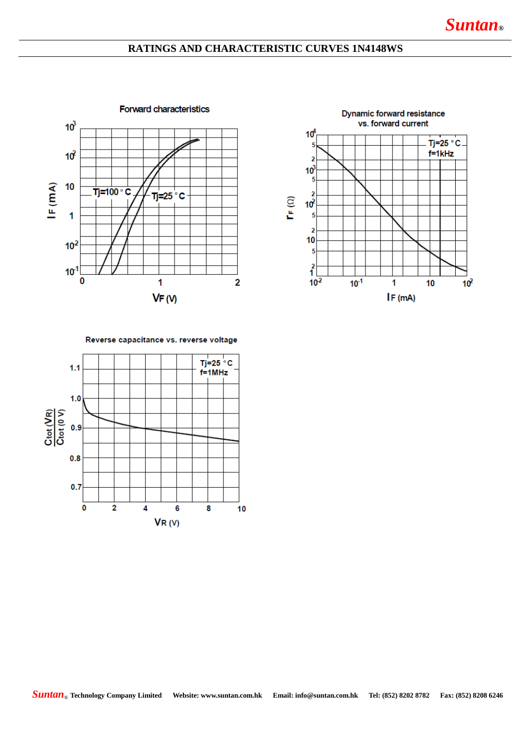## RATINGS AND CHARACTERISTIC CURVES 1N4148WS

**Forward characteristics**

$I_F$ (mA) vs. $V_F$ (V)

Tj=100 °C

Tj=25 °C

**Dynamic forward resistance vs. forward current**

$r_F$ (Ω) vs. $I_F$ (mA)

Tj=25 °C
f=1kHz

**Reverse capacitance vs. reverse voltage**

$\frac{C_{tot}(V_R)}{C_{tot}(0\ V)}$ vs. $V_R$ (V)

Tj=25 °C
f=1MHz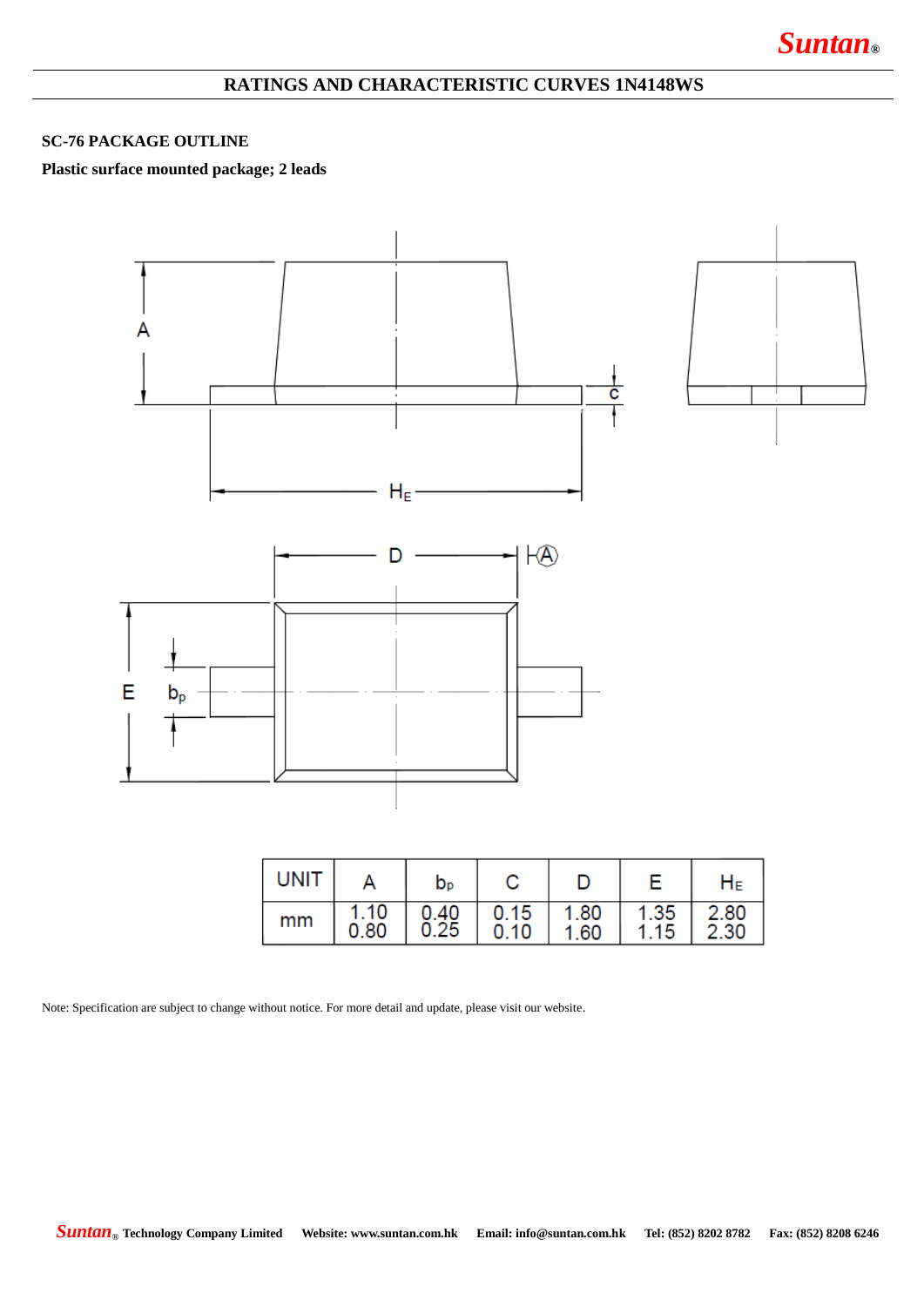## RATINGS AND CHARACTERISTIC CURVES 1N4148WS

**SC-76 PACKAGE OUTLINE**

**Plastic surface mounted package; 2 leads**

| UNIT | A | $b_p$ | C | D | E | $H_E$ |
|---|---|---|---|---|---|---|
| mm | 1.10<br>0.80 | 0.40<br>0.25 | 0.15<br>0.10 | 1.80<br>1.60 | 1.35<br>1.15 | 2.80<br>2.30 |

Note: Specification are subject to change without notice. For more detail and update, please visit our website.